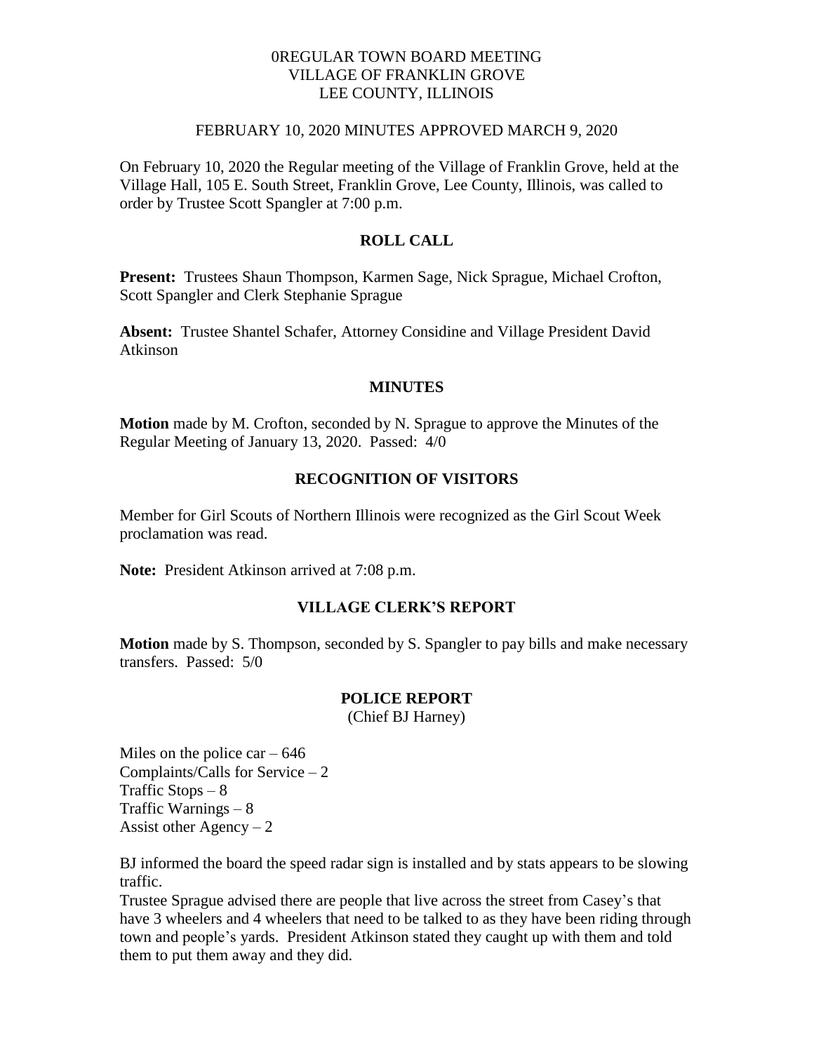# 0REGULAR TOWN BOARD MEETING
# VILLAGE OF FRANKLIN GROVE
# LEE COUNTY, ILLINOIS

FEBRUARY 10, 2020 MINUTES APPROVED MARCH 9, 2020

On February 10, 2020 the Regular meeting of the Village of Franklin Grove, held at the Village Hall, 105 E. South Street, Franklin Grove, Lee County, Illinois, was called to order by Trustee Scott Spangler at 7:00 p.m.

## ROLL CALL

**Present:** Trustees Shaun Thompson, Karmen Sage, Nick Sprague, Michael Crofton, Scott Spangler and Clerk Stephanie Sprague

**Absent:** Trustee Shantel Schafer, Attorney Considine and Village President David Atkinson

## MINUTES

**Motion** made by M. Crofton, seconded by N. Sprague to approve the Minutes of the Regular Meeting of January 13, 2020. Passed: 4/0

## RECOGNITION OF VISITORS

Member for Girl Scouts of Northern Illinois were recognized as the Girl Scout Week proclamation was read.

**Note:** President Atkinson arrived at 7:08 p.m.

## VILLAGE CLERK'S REPORT

**Motion** made by S. Thompson, seconded by S. Spangler to pay bills and make necessary transfers. Passed: 5/0

## POLICE REPORT

(Chief BJ Harney)

Miles on the police car – 646
Complaints/Calls for Service – 2
Traffic Stops – 8
Traffic Warnings – 8
Assist other Agency – 2

BJ informed the board the speed radar sign is installed and by stats appears to be slowing traffic.

Trustee Sprague advised there are people that live across the street from Casey's that have 3 wheelers and 4 wheelers that need to be talked to as they have been riding through town and people's yards. President Atkinson stated they caught up with them and told them to put them away and they did.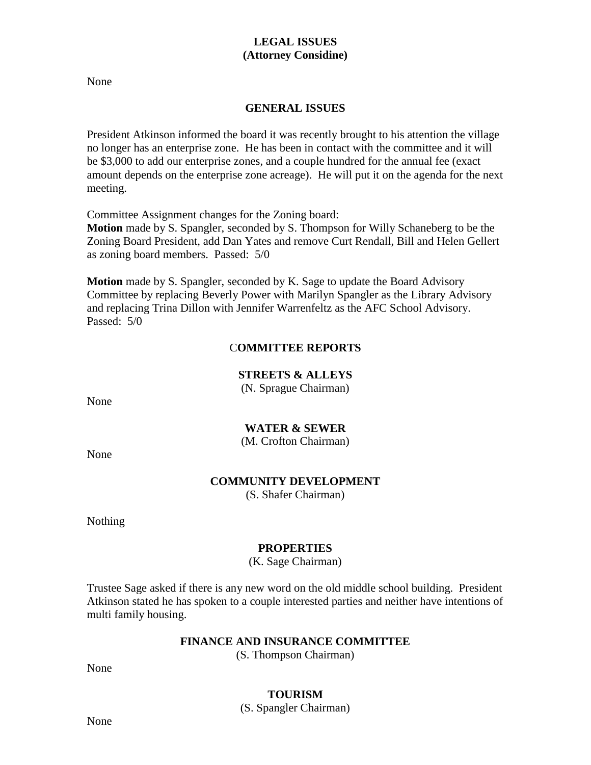## LEGAL ISSUES
## (Attorney Considine)

None

## GENERAL ISSUES

President Atkinson informed the board it was recently brought to his attention the village no longer has an enterprise zone. He has been in contact with the committee and it will be $3,000 to add our enterprise zones, and a couple hundred for the annual fee (exact amount depends on the enterprise zone acreage). He will put it on the agenda for the next meeting.

Committee Assignment changes for the Zoning board:
**Motion** made by S. Spangler, seconded by S. Thompson for Willy Schaneberg to be the Zoning Board President, add Dan Yates and remove Curt Rendall, Bill and Helen Gellert as zoning board members. Passed: 5/0

**Motion** made by S. Spangler, seconded by K. Sage to update the Board Advisory Committee by replacing Beverly Power with Marilyn Spangler as the Library Advisory and replacing Trina Dillon with Jennifer Warrenfeltz as the AFC School Advisory. Passed: 5/0

## COMMITTEE REPORTS

### STREETS & ALLEYS
(N. Sprague Chairman)

None

### WATER & SEWER
(M. Crofton Chairman)

None

### COMMUNITY DEVELOPMENT
(S. Shafer Chairman)

Nothing

### PROPERTIES
(K. Sage Chairman)

Trustee Sage asked if there is any new word on the old middle school building. President Atkinson stated he has spoken to a couple interested parties and neither have intentions of multi family housing.

### FINANCE AND INSURANCE COMMITTEE
(S. Thompson Chairman)

None

### TOURISM
(S. Spangler Chairman)

None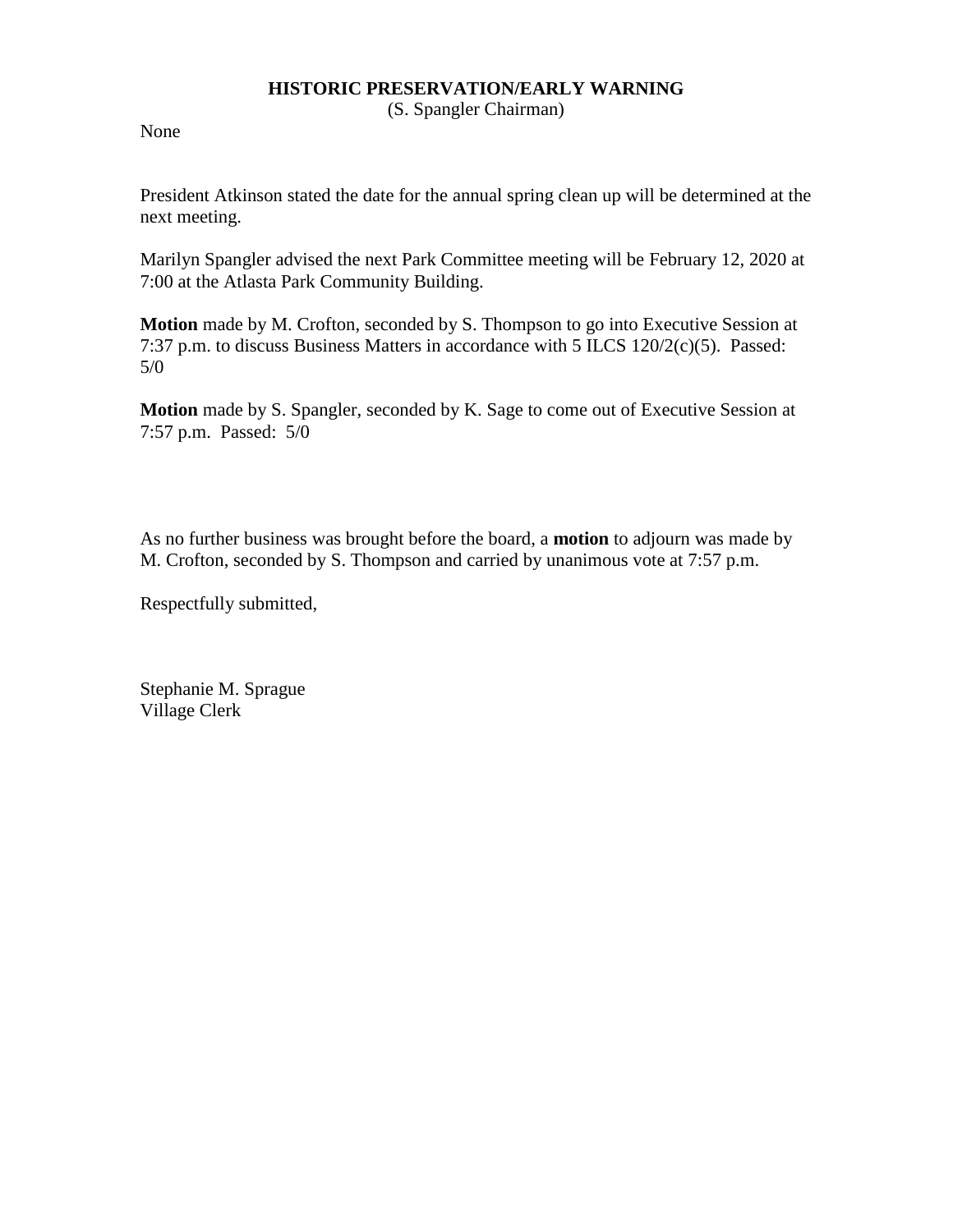**HISTORIC PRESERVATION/EARLY WARNING**
(S. Spangler Chairman)

None

President Atkinson stated the date for the annual spring clean up will be determined at the next meeting.

Marilyn Spangler advised the next Park Committee meeting will be February 12, 2020 at 7:00 at the Atlasta Park Community Building.

**Motion** made by M. Crofton, seconded by S. Thompson to go into Executive Session at 7:37 p.m. to discuss Business Matters in accordance with 5 ILCS 120/2(c)(5). Passed: 5/0

**Motion** made by S. Spangler, seconded by K. Sage to come out of Executive Session at 7:57 p.m. Passed: 5/0

As no further business was brought before the board, a **motion** to adjourn was made by M. Crofton, seconded by S. Thompson and carried by unanimous vote at 7:57 p.m.

Respectfully submitted,

Stephanie M. Sprague
Village Clerk